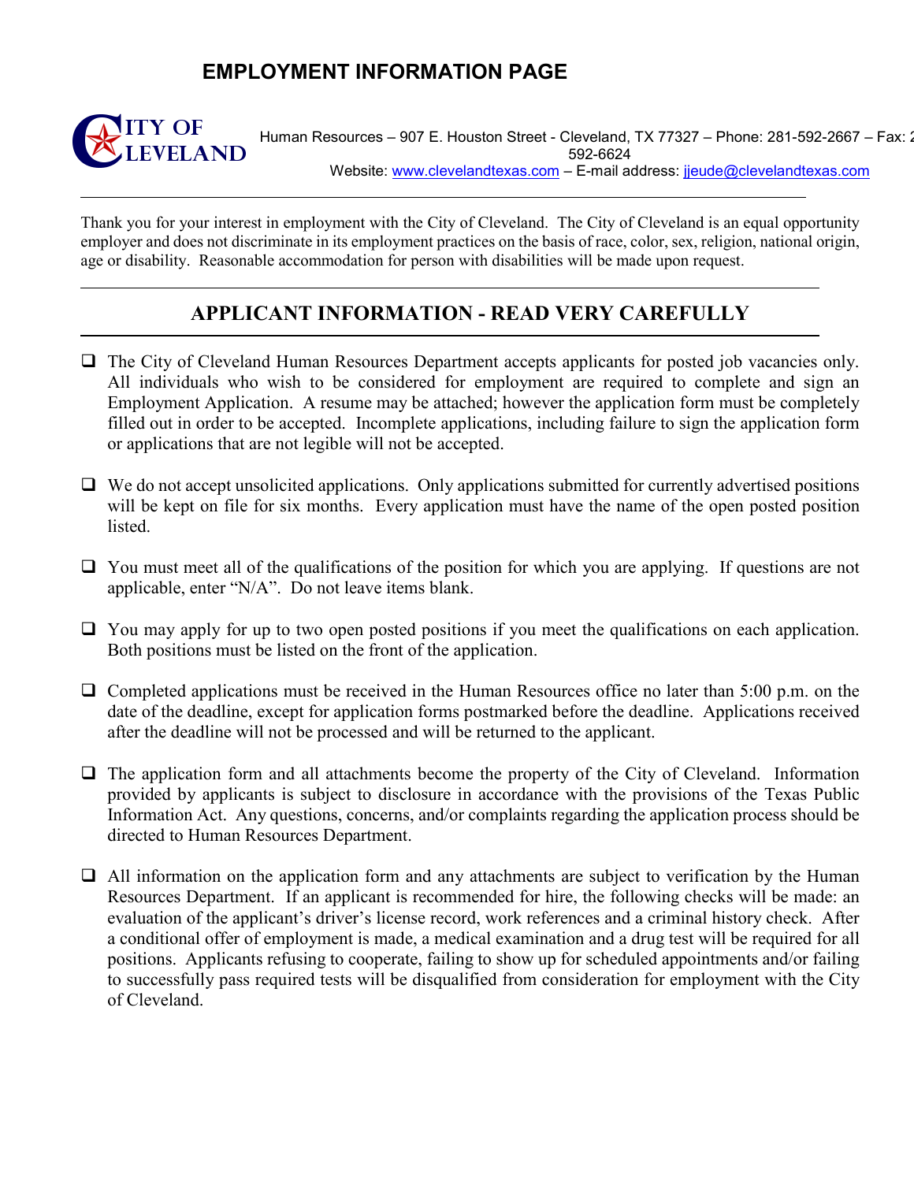# EMPLOYMENT INFORMATION PAGE

**CITY OF CLEVELAND**

Human Resources – 907 E. Houston Street - Cleveland, TX 77327 – Phone: 281-592-2667 – Fax: 281-592-6624
Website: www.clevelandtexas.com – E-mail address: jjeude@clevelandtexas.com

---

Thank you for your interest in employment with the City of Cleveland. The City of Cleveland is an equal opportunity employer and does not discriminate in its employment practices on the basis of race, color, sex, religion, national origin, age or disability. Reasonable accommodation for person with disabilities will be made upon request.

---

## APPLICANT INFORMATION - READ VERY CAREFULLY

- The City of Cleveland Human Resources Department accepts applicants for posted job vacancies only. All individuals who wish to be considered for employment are required to complete and sign an Employment Application. A resume may be attached; however the application form must be completely filled out in order to be accepted. Incomplete applications, including failure to sign the application form or applications that are not legible will not be accepted.

- We do not accept unsolicited applications. Only applications submitted for currently advertised positions will be kept on file for six months. Every application must have the name of the open posted position listed.

- You must meet all of the qualifications of the position for which you are applying. If questions are not applicable, enter "N/A". Do not leave items blank.

- You may apply for up to two open posted positions if you meet the qualifications on each application. Both positions must be listed on the front of the application.

- Completed applications must be received in the Human Resources office no later than 5:00 p.m. on the date of the deadline, except for application forms postmarked before the deadline. Applications received after the deadline will not be processed and will be returned to the applicant.

- The application form and all attachments become the property of the City of Cleveland. Information provided by applicants is subject to disclosure in accordance with the provisions of the Texas Public Information Act. Any questions, concerns, and/or complaints regarding the application process should be directed to Human Resources Department.

- All information on the application form and any attachments are subject to verification by the Human Resources Department. If an applicant is recommended for hire, the following checks will be made: an evaluation of the applicant's driver's license record, work references and a criminal history check. After a conditional offer of employment is made, a medical examination and a drug test will be required for all positions. Applicants refusing to cooperate, failing to show up for scheduled appointments and/or failing to successfully pass required tests will be disqualified from consideration for employment with the City of Cleveland.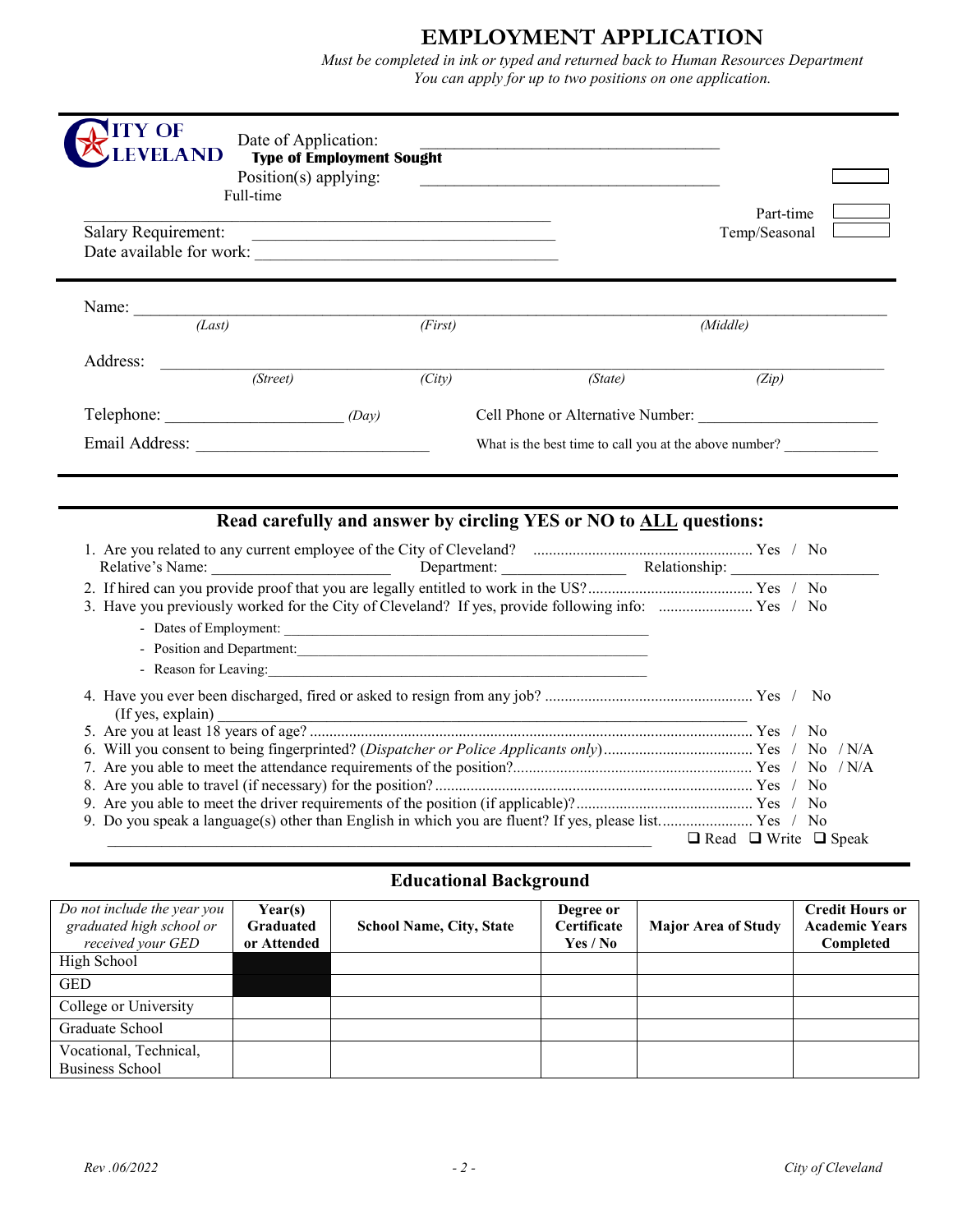# EMPLOYMENT APPLICATION

*Must be completed in ink or typed and returned back to Human Resources Department*
*You can apply for up to two positions on one application.*

CITY OF CLEVELAND

Date of Application: ___________________________________

**Type of Employment Sought**

Position(s) applying: ___________________________________

Full-time ☐

Part-time ☐

Temp/Seasonal ☐

Salary Requirement: ___________________________________

Date available for work: ___________________________________

Name: ___________________________________________________________
*(Last)* *(First)* *(Middle)*

Address: ___________________________________________________________
*(Street)* *(City)* *(State)* *(Zip)*

Telephone: ______________________ *(Day)*

Cell Phone or Alternative Number: ______________________

Email Address: ___________________________

What is the best time to call you at the above number? ____________

## Read carefully and answer by circling YES or NO to ALL questions:

1. Are you related to any current employee of the City of Cleveland? ........ Yes / No
   Relative's Name: ______________________ Department: ________________ Relationship: ____________________
2. If hired can you provide proof that you are legally entitled to work in the US? ........ Yes / No
3. Have you previously worked for the City of Cleveland? If yes, provide following info: ........ Yes / No
   - Dates of Employment: ___________________________________
   - Position and Department: ___________________________________
   - Reason for Leaving: ___________________________________
4. Have you ever been discharged, fired or asked to resign from any job? ........ Yes / No
   (If yes, explain) ___________________________________
5. Are you at least 18 years of age? ........ Yes / No
6. Will you consent to being fingerprinted? (*Dispatcher or Police Applicants only*) ........ Yes / No / N/A
7. Are you able to meet the attendance requirements of the position? ........ Yes / No / N/A
8. Are you able to travel (if necessary) for the position? ........ Yes / No
9. Are you able to meet the driver requirements of the position (if applicable)? ........ Yes / No
9. Do you speak a language(s) other than English in which you are fluent? If yes, please list. ........ Yes / No
   ___________________________________ ☐ Read ☐ Write ☐ Speak

## Educational Background

| *Do not include the year you graduated high school or received your GED* | **Year(s) Graduated or Attended** | **School Name, City, State** | **Degree or Certificate Yes / No** | **Major Area of Study** | **Credit Hours or Academic Years Completed** |
|---|---|---|---|---|---|
| High School | | | | | |
| GED | | | | | |
| College or University | | | | | |
| Graduate School | | | | | |
| Vocational, Technical, Business School | | | | | |

*Rev .06/2022*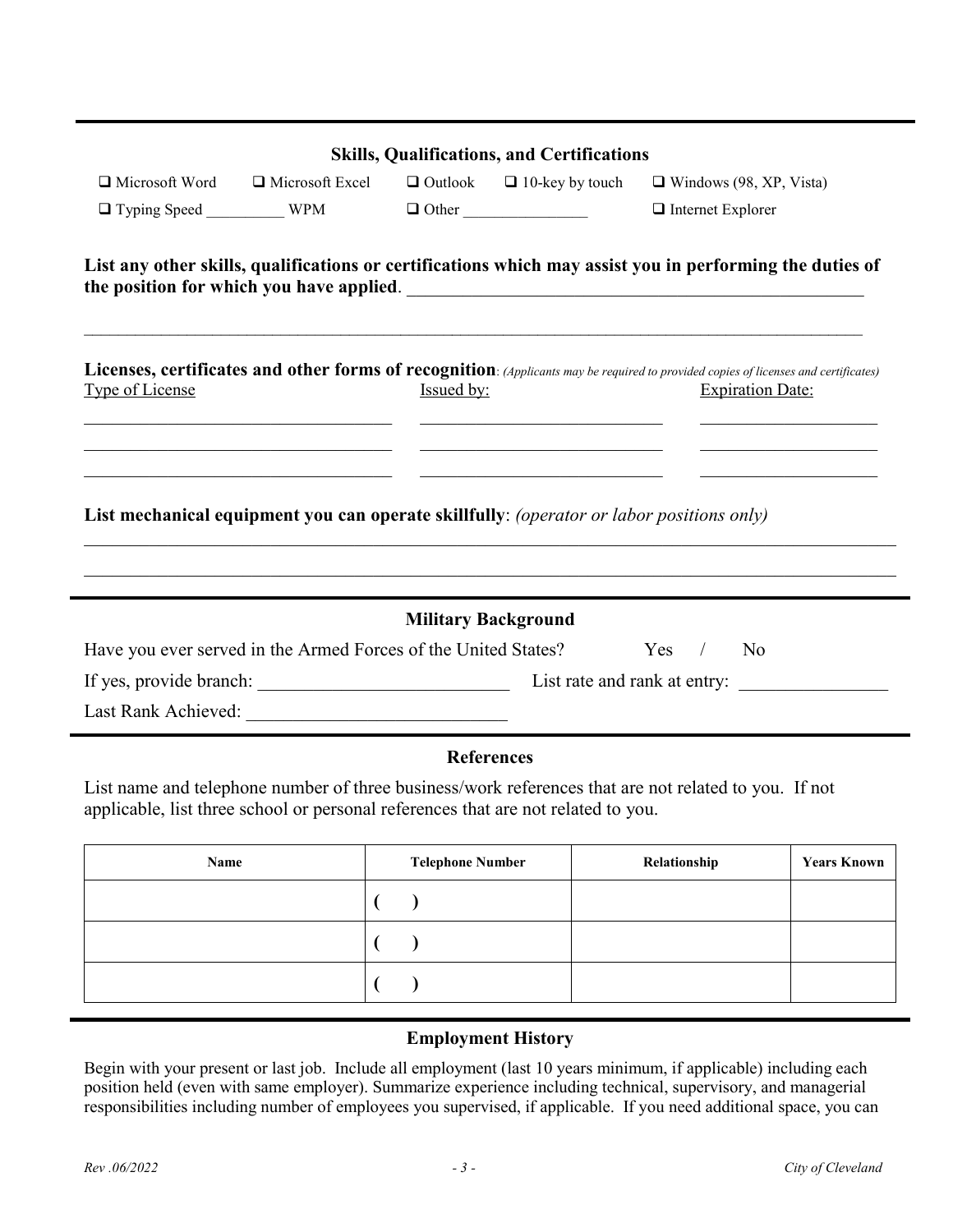## Skills, Qualifications, and Certifications

❑ Microsoft Word ❑ Microsoft Excel ❑ Outlook ❑ 10-key by touch ❑ Windows (98, XP, Vista)

❑ Typing Speed __________ WPM ❑ Other ________________ ❑ Internet Explorer

**List any other skills, qualifications or certifications which may assist you in performing the duties of the position for which you have applied**. ____________________________________________________

______________________________________________________________________________________

**Licenses, certificates and other forms of recognition**: *(Applicants may be required to provided copies of licenses and certificates)*

| Type of License | Issued by: | Expiration Date: |
| --- | --- | --- |
| | | |
| | | |
| | | |

**List mechanical equipment you can operate skillfully**: *(operator or labor positions only)*

______________________________________________________________________________________

______________________________________________________________________________________

## Military Background

Have you ever served in the Armed Forces of the United States? Yes / No

If yes, provide branch: ___________________________ List rate and rank at entry: ________________

Last Rank Achieved: ____________________________

## References

List name and telephone number of three business/work references that are not related to you. If not applicable, list three school or personal references that are not related to you.

| Name | Telephone Number | Relationship | Years Known |
| --- | --- | --- | --- |
| | ( ) | | |
| | ( ) | | |
| | ( ) | | |

## Employment History

Begin with your present or last job. Include all employment (last 10 years minimum, if applicable) including each position held (even with same employer). Summarize experience including technical, supervisory, and managerial responsibilities including number of employees you supervised, if applicable. If you need additional space, you can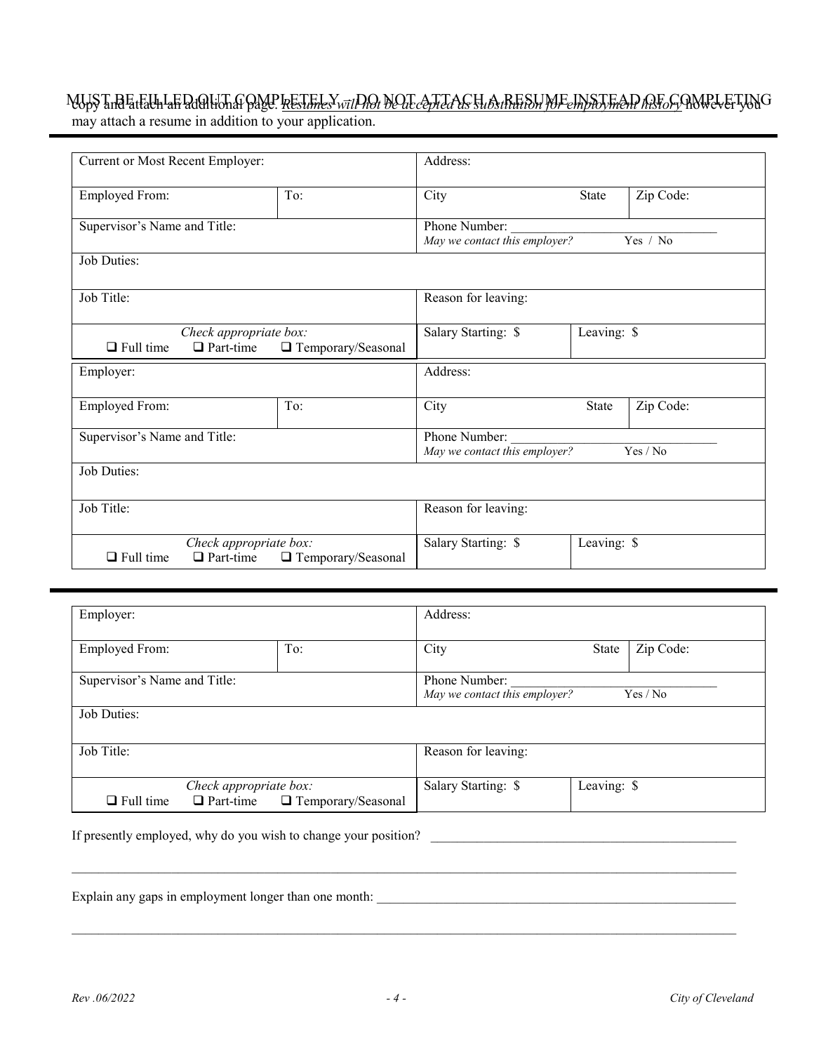MUST BE FILLED OUT COMPLETELY – DO NOT ATTACH A RESUME INSTEAD OF COMPLETING copy and attach an additional page. *Resumes will not be accepted as substitution for employment history* however you may attach a resume in addition to your application.

| Current or Most Recent Employer: | | Address: | | |
|---|---|---|---|---|
| Employed From: | To: | City | State | Zip Code: |
| Supervisor's Name and Title: | | Phone Number: ______________ *May we contact this employer?* Yes / No | | |
| Job Duties: | | | | |
| Job Title: | | Reason for leaving: | | |
| *Check appropriate box:* ❑ Full time ❑ Part-time ❑ Temporary/Seasonal | | Salary Starting: $ | Leaving: $ | |
| Employer: | | Address: | | |
| Employed From: | To: | City | State | Zip Code: |
| Supervisor's Name and Title: | | Phone Number: ______________ *May we contact this employer?* Yes / No | | |
| Job Duties: | | | | |
| Job Title: | | Reason for leaving: | | |
| *Check appropriate box:* ❑ Full time ❑ Part-time ❑ Temporary/Seasonal | | Salary Starting: $ | Leaving: $ | |

| Employer: | | Address: | | |
|---|---|---|---|---|
| Employed From: | To: | City | State | Zip Code: |
| Supervisor's Name and Title: | | Phone Number: ______________ *May we contact this employer?* Yes / No | | |
| Job Duties: | | | | |
| Job Title: | | Reason for leaving: | | |
| *Check appropriate box:* ❑ Full time ❑ Part-time ❑ Temporary/Seasonal | | Salary Starting: $ | Leaving: $ | |

If presently employed, why do you wish to change your position? ______________________________________________

_____________________________________________________________________________________________

Explain any gaps in employment longer than one month: ______________________________________________

_____________________________________________________________________________________________

*Rev .06/2022* | *City of Cleveland*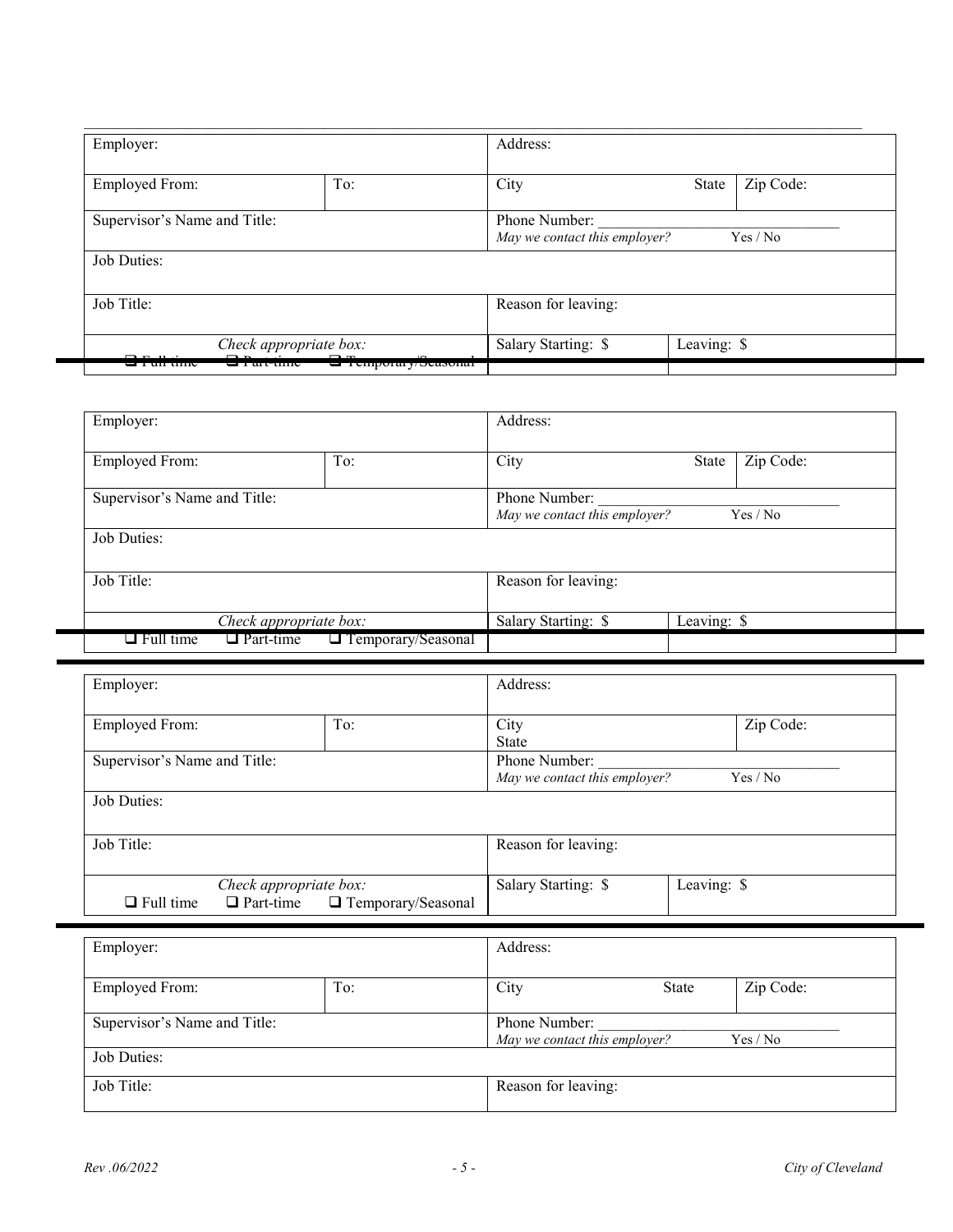| Employer: | | Address: | | |
|---|---|---|---|---|
| Employed From: | To: | City State | | Zip Code: |
| Supervisor's Name and Title: | | Phone Number: _______________ *May we contact this employer?* Yes / No | | |
| Job Duties: | | | | |
| Job Title: | | Reason for leaving: | | |
| *Check appropriate box:* ❑ Full time ❑ Part-time ❑ Temporary/Seasonal | | Salary Starting: $ | Leaving: $ | |

| Employer: | | Address: | | |
|---|---|---|---|---|
| Employed From: | To: | City State | | Zip Code: |
| Supervisor's Name and Title: | | Phone Number: _______________ *May we contact this employer?* Yes / No | | |
| Job Duties: | | | | |
| Job Title: | | Reason for leaving: | | |
| *Check appropriate box:* ❑ Full time ❑ Part-time ❑ Temporary/Seasonal | | Salary Starting: $ | Leaving: $ | |

| Employer: | | Address: | | |
|---|---|---|---|---|
| Employed From: | To: | City State | | Zip Code: |
| Supervisor's Name and Title: | | Phone Number: _______________ *May we contact this employer?* Yes / No | | |
| Job Duties: | | | | |
| Job Title: | | Reason for leaving: | | |
| *Check appropriate box:* ❑ Full time ❑ Part-time ❑ Temporary/Seasonal | | Salary Starting: $ | Leaving: $ | |

| Employer: | | Address: | | |
|---|---|---|---|---|
| Employed From: | To: | City State | | Zip Code: |
| Supervisor's Name and Title: | | Phone Number: _______________ *May we contact this employer?* Yes / No | | |
| Job Duties: | | | | |
| Job Title: | | Reason for leaving: | | |

*Rev .06/2022* *City of Cleveland*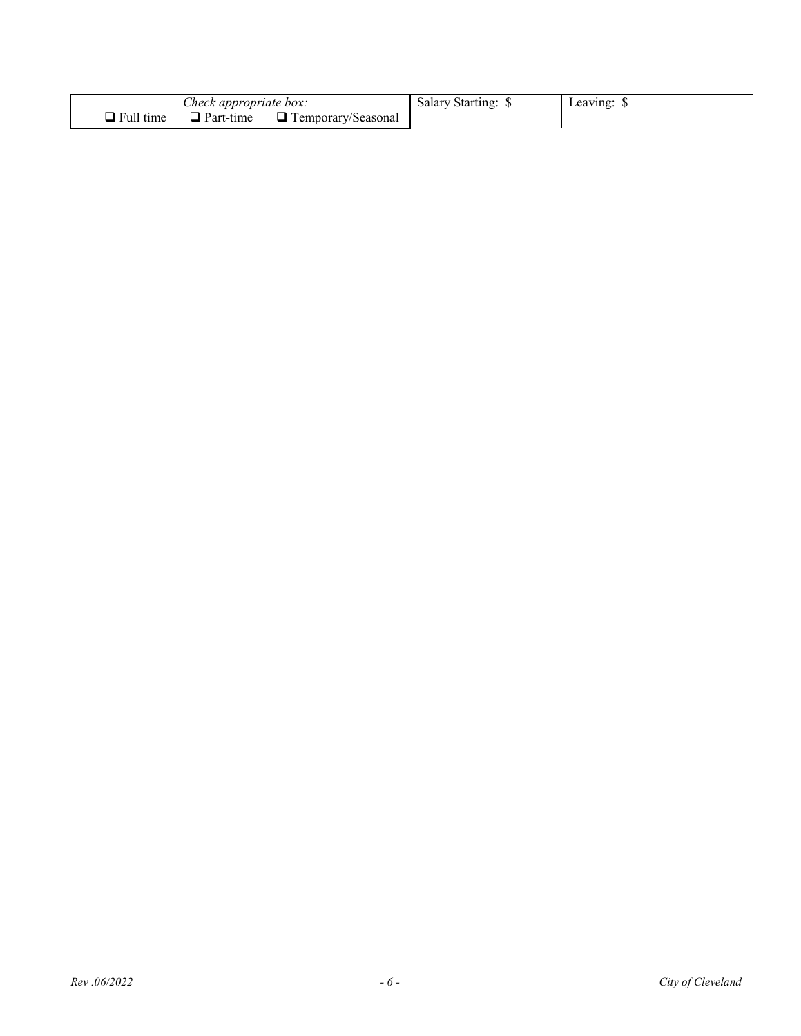| *Check appropriate box:* ❑ Full time ❑ Part-time ❑ Temporary/Seasonal | Salary Starting: $ | Leaving: $ |
|---|---|---|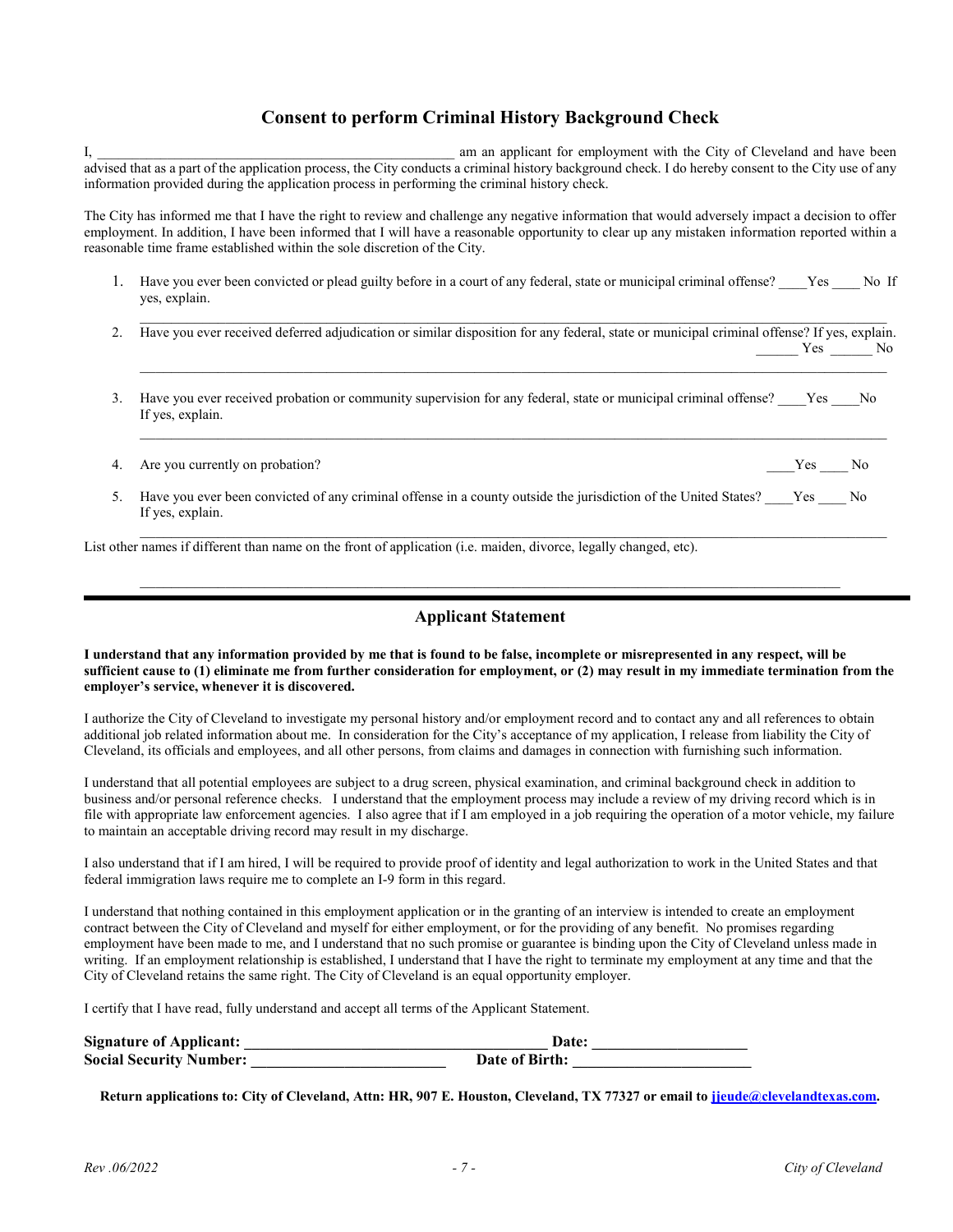## Consent to perform Criminal History Background Check

I, \_\_\_\_\_\_\_\_\_\_\_\_\_\_\_\_\_\_\_\_\_\_\_\_\_\_\_\_\_\_\_\_\_\_\_\_\_\_\_\_\_\_\_\_\_\_\_\_\_\_ am an applicant for employment with the City of Cleveland and have been advised that as a part of the application process, the City conducts a criminal history background check. I do hereby consent to the City use of any information provided during the application process in performing the criminal history check.

The City has informed me that I have the right to review and challenge any negative information that would adversely impact a decision to offer employment. In addition, I have been informed that I will have a reasonable opportunity to clear up any mistaken information reported within a reasonable time frame established within the sole discretion of the City.

1. Have you ever been convicted or plead guilty before in a court of any federal, state or municipal criminal offense? \_\_\_\_Yes \_\_\_\_ No If yes, explain.

   \_\_\_\_\_\_\_\_\_\_\_\_\_\_\_\_\_\_\_\_\_\_\_\_\_\_\_\_\_\_\_\_\_\_\_\_\_\_\_\_\_\_\_\_\_\_\_\_\_\_\_\_\_\_\_\_\_\_\_\_\_\_\_\_\_\_\_\_\_\_\_\_\_\_\_\_\_\_

2. Have you ever received deferred adjudication or similar disposition for any federal, state or municipal criminal offense? If yes, explain. \_\_\_\_\_\_ Yes \_\_\_\_\_\_ No

   \_\_\_\_\_\_\_\_\_\_\_\_\_\_\_\_\_\_\_\_\_\_\_\_\_\_\_\_\_\_\_\_\_\_\_\_\_\_\_\_\_\_\_\_\_\_\_\_\_\_\_\_\_\_\_\_\_\_\_\_\_\_\_\_\_\_\_\_\_\_\_\_\_\_\_\_\_\_

3. Have you ever received probation or community supervision for any federal, state or municipal criminal offense? \_\_\_\_Yes \_\_\_\_No If yes, explain.

   \_\_\_\_\_\_\_\_\_\_\_\_\_\_\_\_\_\_\_\_\_\_\_\_\_\_\_\_\_\_\_\_\_\_\_\_\_\_\_\_\_\_\_\_\_\_\_\_\_\_\_\_\_\_\_\_\_\_\_\_\_\_\_\_\_\_\_\_\_\_\_\_\_\_\_\_\_\_

4. Are you currently on probation? \_\_\_\_Yes \_\_\_\_ No

5. Have you ever been convicted of any criminal offense in a county outside the jurisdiction of the United States? \_\_\_\_Yes \_\_\_\_ No If yes, explain.

   \_\_\_\_\_\_\_\_\_\_\_\_\_\_\_\_\_\_\_\_\_\_\_\_\_\_\_\_\_\_\_\_\_\_\_\_\_\_\_\_\_\_\_\_\_\_\_\_\_\_\_\_\_\_\_\_\_\_\_\_\_\_\_\_\_\_\_\_\_\_\_\_\_\_\_\_\_\_

List other names if different than name on the front of application (i.e. maiden, divorce, legally changed, etc).

\_\_\_\_\_\_\_\_\_\_\_\_\_\_\_\_\_\_\_\_\_\_\_\_\_\_\_\_\_\_\_\_\_\_\_\_\_\_\_\_\_\_\_\_\_\_\_\_\_\_\_\_\_\_\_\_\_\_\_\_\_\_\_\_\_\_\_\_\_\_\_\_\_\_\_\_\_\_

---

## Applicant Statement

**I understand that any information provided by me that is found to be false, incomplete or misrepresented in any respect, will be sufficient cause to (1) eliminate me from further consideration for employment, or (2) may result in my immediate termination from the employer's service, whenever it is discovered.**

I authorize the City of Cleveland to investigate my personal history and/or employment record and to contact any and all references to obtain additional job related information about me. In consideration for the City's acceptance of my application, I release from liability the City of Cleveland, its officials and employees, and all other persons, from claims and damages in connection with furnishing such information.

I understand that all potential employees are subject to a drug screen, physical examination, and criminal background check in addition to business and/or personal reference checks. I understand that the employment process may include a review of my driving record which is in file with appropriate law enforcement agencies. I also agree that if I am employed in a job requiring the operation of a motor vehicle, my failure to maintain an acceptable driving record may result in my discharge.

I also understand that if I am hired, I will be required to provide proof of identity and legal authorization to work in the United States and that federal immigration laws require me to complete an I-9 form in this regard.

I understand that nothing contained in this employment application or in the granting of an interview is intended to create an employment contract between the City of Cleveland and myself for either employment, or for the providing of any benefit. No promises regarding employment have been made to me, and I understand that no such promise or guarantee is binding upon the City of Cleveland unless made in writing. If an employment relationship is established, I understand that I have the right to terminate my employment at any time and that the City of Cleveland retains the same right. The City of Cleveland is an equal opportunity employer.

I certify that I have read, fully understand and accept all terms of the Applicant Statement.

**Signature of Applicant:** \_\_\_\_\_\_\_\_\_\_\_\_\_\_\_\_\_\_\_\_\_\_\_\_\_\_\_\_\_\_\_\_\_\_\_\_\_\_\_\_ **Date:** \_\_\_\_\_\_\_\_\_\_\_\_\_\_\_\_\_\_\_\_\_
**Social Security Number:** \_\_\_\_\_\_\_\_\_\_\_\_\_\_\_\_\_\_\_\_\_\_\_\_\_\_ **Date of Birth:** \_\_\_\_\_\_\_\_\_\_\_\_\_\_\_\_\_\_\_\_\_\_\_\_

**Return applications to: City of Cleveland, Attn: HR, 907 E. Houston, Cleveland, TX 77327 or email to [jjeude@clevelandtexas.com](mailto:jjeude@clevelandtexas.com).**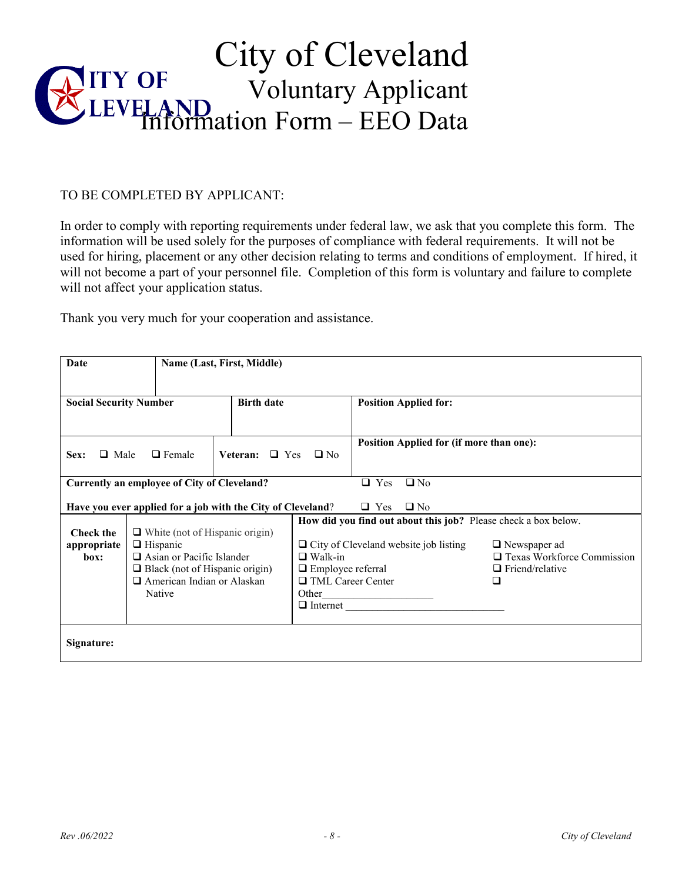# City of Cleveland
## Voluntary Applicant Information Form – EEO Data

TO BE COMPLETED BY APPLICANT:

In order to comply with reporting requirements under federal law, we ask that you complete this form. The information will be used solely for the purposes of compliance with federal requirements. It will not be used for hiring, placement or any other decision relating to terms and conditions of employment. If hired, it will not become a part of your personnel file. Completion of this form is voluntary and failure to complete will not affect your application status.

Thank you very much for your cooperation and assistance.

| | | |
|---|---|---|
| **Date** | **Name (Last, First, Middle)** | |
| **Social Security Number** | **Birth date** | **Position Applied for:** |
| **Sex:** ❑ Male ❑ Female | **Veteran:** ❑ Yes ❑ No | **Position Applied for (if more than one):** |
| **Currently an employee of City of Cleveland?** | | ❑ Yes ❑ No |
| **Have you ever applied for a job with the City of Cleveland?** | | ❑ Yes ❑ No |
| **Check the appropriate box:** | ❑ White (not of Hispanic origin)<br>❑ Hispanic<br>❑ Asian or Pacific Islander<br>❑ Black (not of Hispanic origin)<br>❑ American Indian or Alaskan Native | **How did you find out about this job?** Please check a box below.<br>❑ City of Cleveland website job listing<br>❑ Walk-in<br>❑ Employee referral<br>❑ TML Career Center<br>Other\_\_\_\_\_\_\_\_\_\_\_\_\_\_\_\_\_\_\_\_<br>❑ Internet \_\_\_\_\_\_\_\_\_\_\_\_\_\_\_\_\_\_\_\_\_\_\_\_\_\_\_\_\_\_<br>❑ Newspaper ad<br>❑ Texas Workforce Commission<br>❑ Friend/relative<br>❑ |
| **Signature:** | | |

*Rev .06/2022*